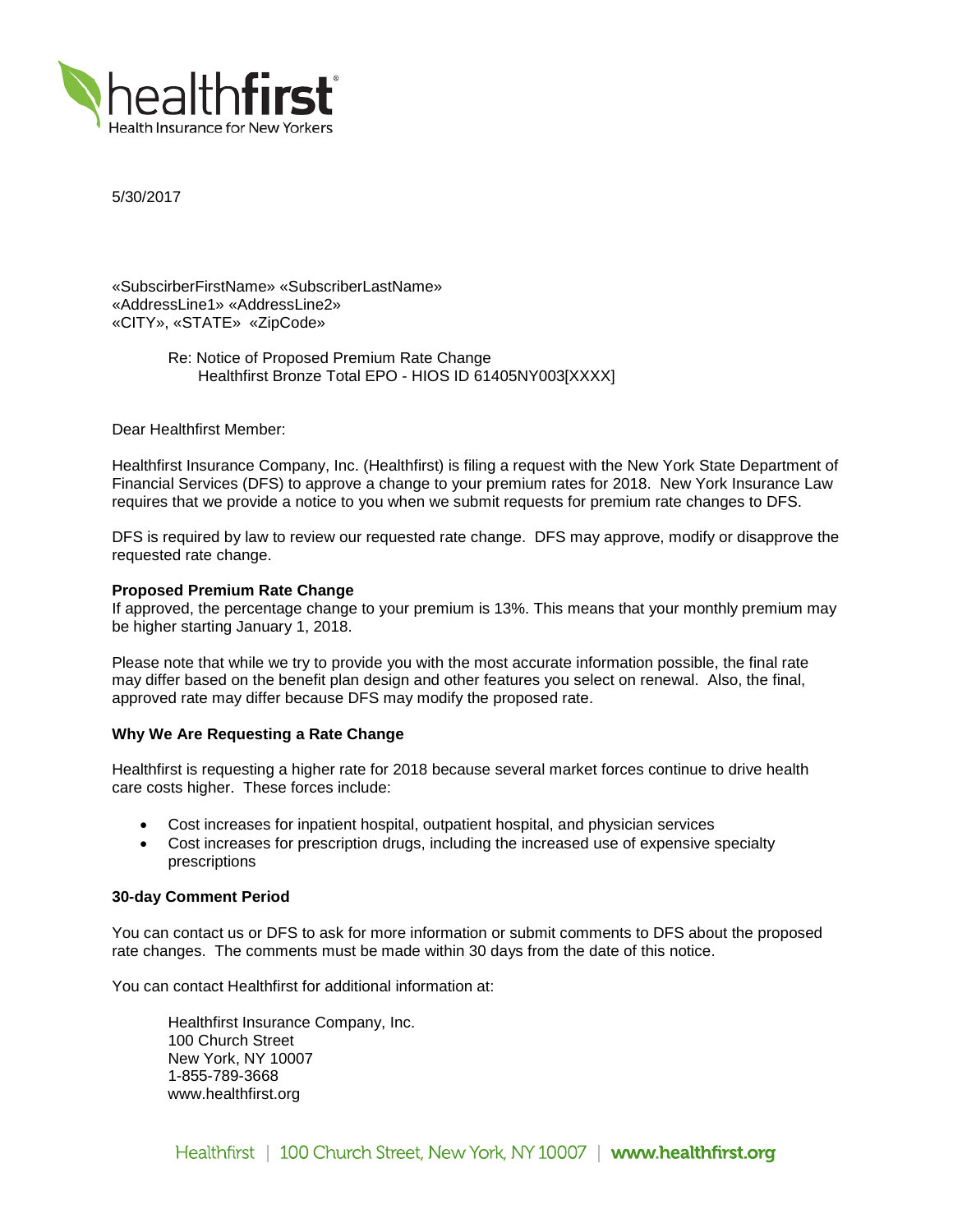healthfirst
Health Insurance for New Yorkers

5/30/2017

«SubscirberFirstName» «SubscriberLastName»
«AddressLine1» «AddressLine2»
«CITY», «STATE» «ZipCode»

Re: Notice of Proposed Premium Rate Change
Healthfirst Bronze Total EPO - HIOS ID 61405NY003[XXXX]

Dear Healthfirst Member:

Healthfirst Insurance Company, Inc. (Healthfirst) is filing a request with the New York State Department of Financial Services (DFS) to approve a change to your premium rates for 2018. New York Insurance Law requires that we provide a notice to you when we submit requests for premium rate changes to DFS.

DFS is required by law to review our requested rate change. DFS may approve, modify or disapprove the requested rate change.

**Proposed Premium Rate Change**

If approved, the percentage change to your premium is 13%. This means that your monthly premium may be higher starting January 1, 2018.

Please note that while we try to provide you with the most accurate information possible, the final rate may differ based on the benefit plan design and other features you select on renewal. Also, the final, approved rate may differ because DFS may modify the proposed rate.

**Why We Are Requesting a Rate Change**

Healthfirst is requesting a higher rate for 2018 because several market forces continue to drive health care costs higher. These forces include:

- Cost increases for inpatient hospital, outpatient hospital, and physician services
- Cost increases for prescription drugs, including the increased use of expensive specialty prescriptions

**30-day Comment Period**

You can contact us or DFS to ask for more information or submit comments to DFS about the proposed rate changes. The comments must be made within 30 days from the date of this notice.

You can contact Healthfirst for additional information at:

Healthfirst Insurance Company, Inc.
100 Church Street
New York, NY 10007
1-855-789-3668
www.healthfirst.org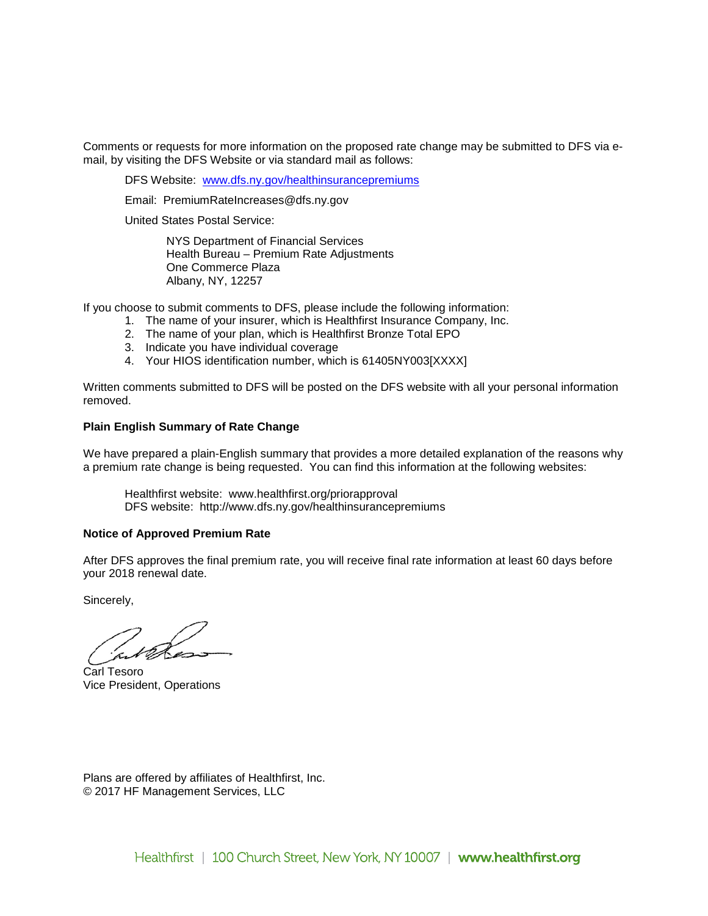Comments or requests for more information on the proposed rate change may be submitted to DFS via e-mail, by visiting the DFS Website or via standard mail as follows:

DFS Website: www.dfs.ny.gov/healthinsurancepremiums

Email: PremiumRateIncreases@dfs.ny.gov

United States Postal Service:

NYS Department of Financial Services
Health Bureau – Premium Rate Adjustments
One Commerce Plaza
Albany, NY, 12257

If you choose to submit comments to DFS, please include the following information:

1. The name of your insurer, which is Healthfirst Insurance Company, Inc.
2. The name of your plan, which is Healthfirst Bronze Total EPO
3. Indicate you have individual coverage
4. Your HIOS identification number, which is 61405NY003[XXXX]

Written comments submitted to DFS will be posted on the DFS website with all your personal information removed.

**Plain English Summary of Rate Change**

We have prepared a plain-English summary that provides a more detailed explanation of the reasons why a premium rate change is being requested. You can find this information at the following websites:

Healthfirst website: www.healthfirst.org/priorapproval
DFS website: http://www.dfs.ny.gov/healthinsurancepremiums

**Notice of Approved Premium Rate**

After DFS approves the final premium rate, you will receive final rate information at least 60 days before your 2018 renewal date.

Sincerely,

Carl Tesoro
Vice President, Operations

Plans are offered by affiliates of Healthfirst, Inc.
© 2017 HF Management Services, LLC

Healthfirst | 100 Church Street, New York, NY 10007 | **www.healthfirst.org**